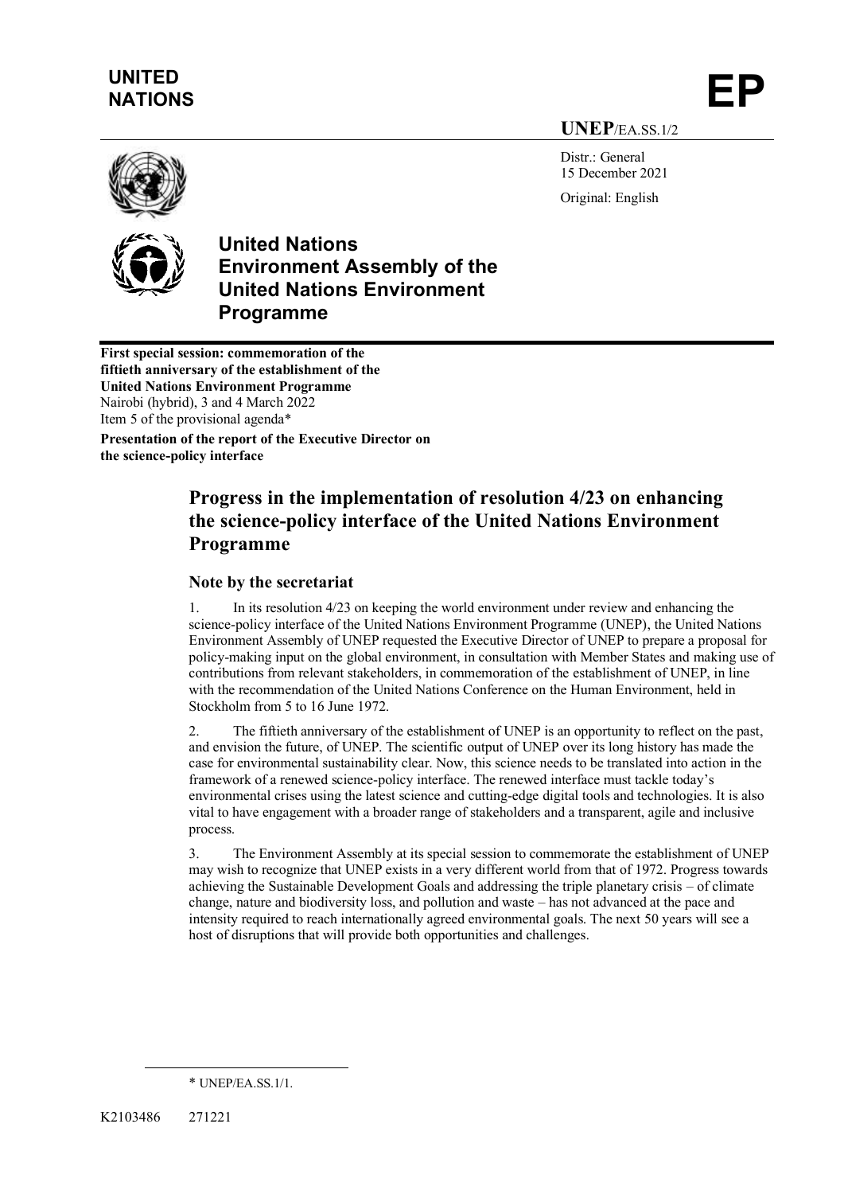UNITED NATIONS

# EP

**UNEP**/EA.SS.1/2

Distr.: General
15 December 2021

Original: English

**United Nations Environment Assembly of the United Nations Environment Programme**

**First special session: commemoration of the fiftieth anniversary of the establishment of the United Nations Environment Programme**
Nairobi (hybrid), 3 and 4 March 2022
Item 5 of the provisional agenda*

**Presentation of the report of the Executive Director on the science-policy interface**

# Progress in the implementation of resolution 4/23 on enhancing the science-policy interface of the United Nations Environment Programme

## Note by the secretariat

1. In its resolution 4/23 on keeping the world environment under review and enhancing the science-policy interface of the United Nations Environment Programme (UNEP), the United Nations Environment Assembly of UNEP requested the Executive Director of UNEP to prepare a proposal for policy-making input on the global environment, in consultation with Member States and making use of contributions from relevant stakeholders, in commemoration of the establishment of UNEP, in line with the recommendation of the United Nations Conference on the Human Environment, held in Stockholm from 5 to 16 June 1972.

2. The fiftieth anniversary of the establishment of UNEP is an opportunity to reflect on the past, and envision the future, of UNEP. The scientific output of UNEP over its long history has made the case for environmental sustainability clear. Now, this science needs to be translated into action in the framework of a renewed science-policy interface. The renewed interface must tackle today's environmental crises using the latest science and cutting-edge digital tools and technologies. It is also vital to have engagement with a broader range of stakeholders and a transparent, agile and inclusive process.

3. The Environment Assembly at its special session to commemorate the establishment of UNEP may wish to recognize that UNEP exists in a very different world from that of 1972. Progress towards achieving the Sustainable Development Goals and addressing the triple planetary crisis – of climate change, nature and biodiversity loss, and pollution and waste – has not advanced at the pace and intensity required to reach internationally agreed environmental goals. The next 50 years will see a host of disruptions that will provide both opportunities and challenges.

\* UNEP/EA.SS.1/1.

K2103486 271221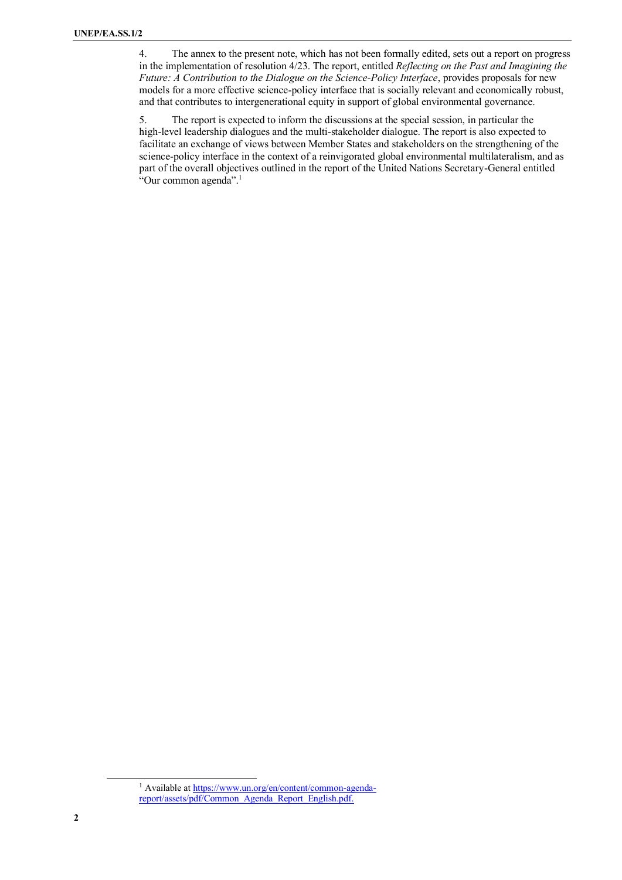4. The annex to the present note, which has not been formally edited, sets out a report on progress in the implementation of resolution 4/23. The report, entitled *Reflecting on the Past and Imagining the Future: A Contribution to the Dialogue on the Science-Policy Interface*, provides proposals for new models for a more effective science-policy interface that is socially relevant and economically robust, and that contributes to intergenerational equity in support of global environmental governance.

5. The report is expected to inform the discussions at the special session, in particular the high-level leadership dialogues and the multi-stakeholder dialogue. The report is also expected to facilitate an exchange of views between Member States and stakeholders on the strengthening of the science-policy interface in the context of a reinvigorated global environmental multilateralism, and as part of the overall objectives outlined in the report of the United Nations Secretary-General entitled "Our common agenda".[1]

---

[1] Available at https://www.un.org/en/content/common-agenda-report/assets/pdf/Common_Agenda_Report_English.pdf.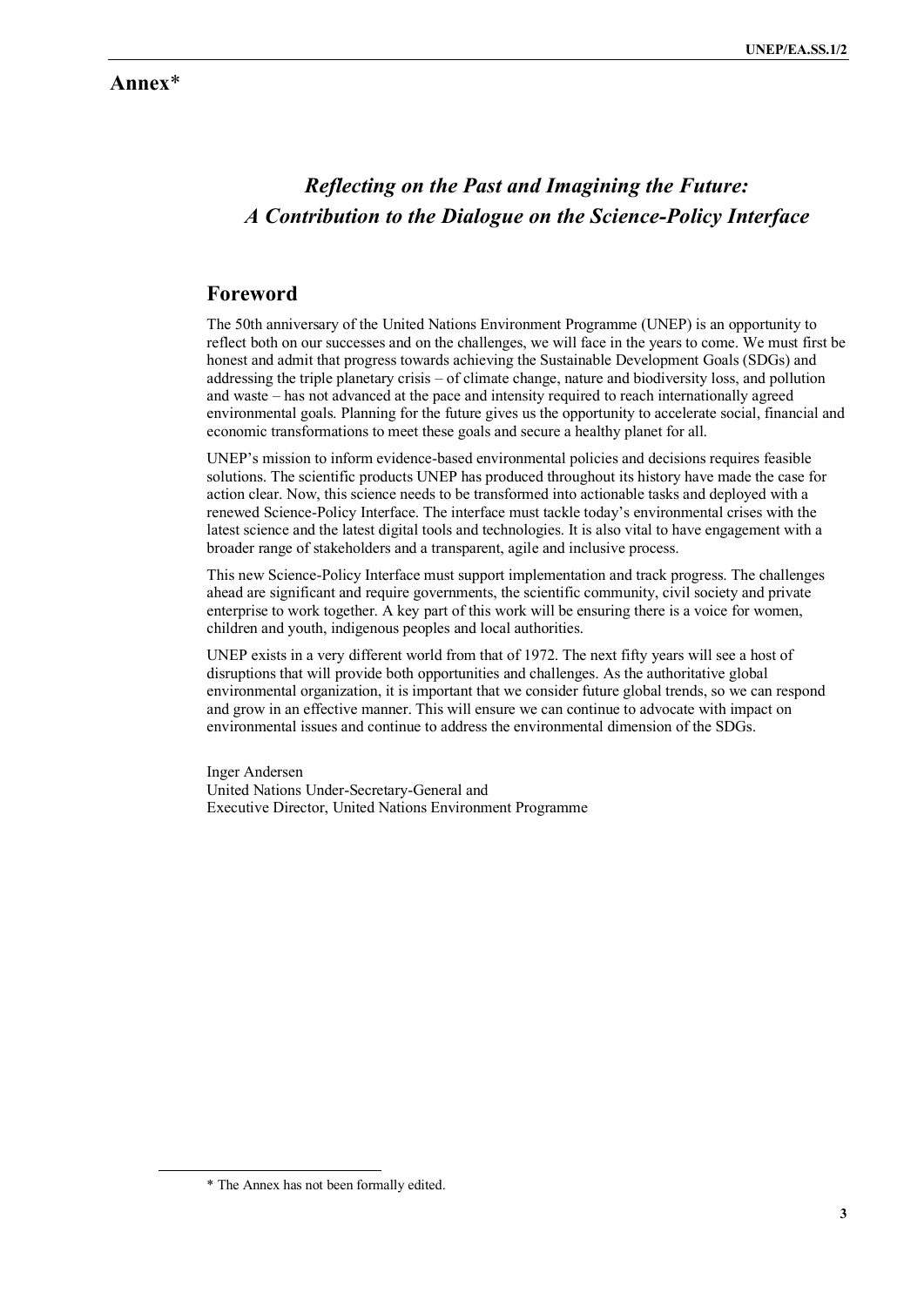# Annex*

## *Reflecting on the Past and Imagining the Future: A Contribution to the Dialogue on the Science-Policy Interface*

## Foreword

The 50th anniversary of the United Nations Environment Programme (UNEP) is an opportunity to reflect both on our successes and on the challenges, we will face in the years to come. We must first be honest and admit that progress towards achieving the Sustainable Development Goals (SDGs) and addressing the triple planetary crisis – of climate change, nature and biodiversity loss, and pollution and waste – has not advanced at the pace and intensity required to reach internationally agreed environmental goals. Planning for the future gives us the opportunity to accelerate social, financial and economic transformations to meet these goals and secure a healthy planet for all.

UNEP's mission to inform evidence-based environmental policies and decisions requires feasible solutions. The scientific products UNEP has produced throughout its history have made the case for action clear. Now, this science needs to be transformed into actionable tasks and deployed with a renewed Science-Policy Interface. The interface must tackle today's environmental crises with the latest science and the latest digital tools and technologies. It is also vital to have engagement with a broader range of stakeholders and a transparent, agile and inclusive process.

This new Science-Policy Interface must support implementation and track progress. The challenges ahead are significant and require governments, the scientific community, civil society and private enterprise to work together. A key part of this work will be ensuring there is a voice for women, children and youth, indigenous peoples and local authorities.

UNEP exists in a very different world from that of 1972. The next fifty years will see a host of disruptions that will provide both opportunities and challenges. As the authoritative global environmental organization, it is important that we consider future global trends, so we can respond and grow in an effective manner. This will ensure we can continue to advocate with impact on environmental issues and continue to address the environmental dimension of the SDGs.

Inger Andersen
United Nations Under-Secretary-General and
Executive Director, United Nations Environment Programme

* The Annex has not been formally edited.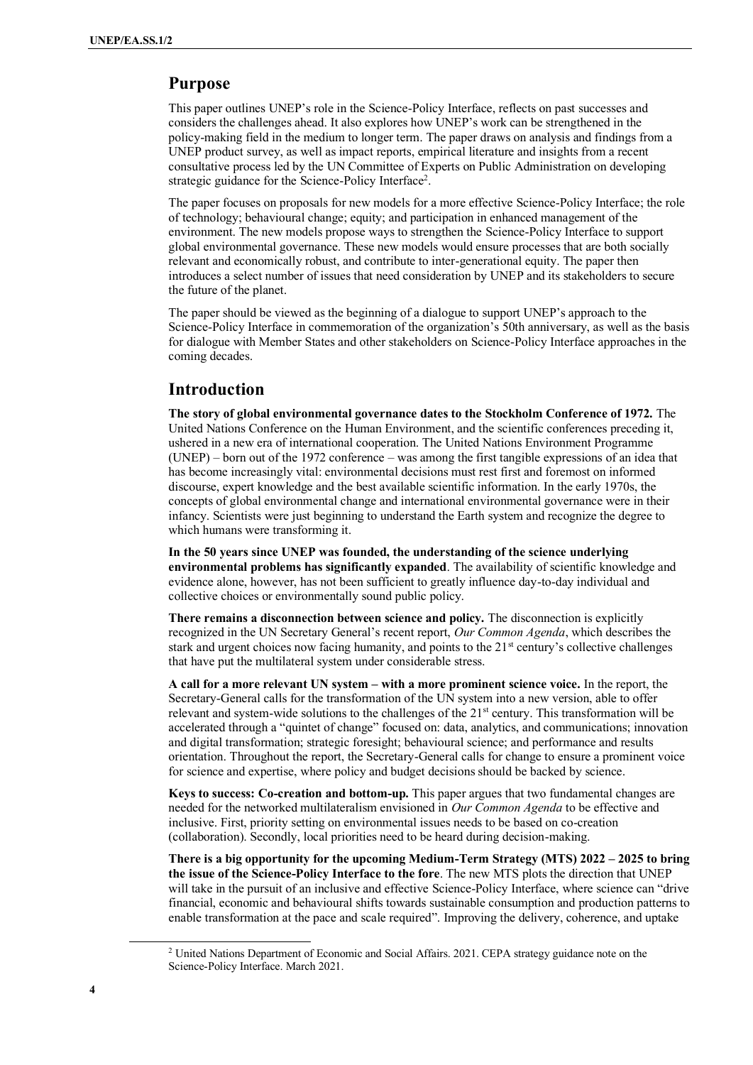## Purpose

This paper outlines UNEP's role in the Science-Policy Interface, reflects on past successes and considers the challenges ahead. It also explores how UNEP's work can be strengthened in the policy-making field in the medium to longer term. The paper draws on analysis and findings from a UNEP product survey, as well as impact reports, empirical literature and insights from a recent consultative process led by the UN Committee of Experts on Public Administration on developing strategic guidance for the Science-Policy Interface[2].

The paper focuses on proposals for new models for a more effective Science-Policy Interface; the role of technology; behavioural change; equity; and participation in enhanced management of the environment. The new models propose ways to strengthen the Science-Policy Interface to support global environmental governance. These new models would ensure processes that are both socially relevant and economically robust, and contribute to inter-generational equity. The paper then introduces a select number of issues that need consideration by UNEP and its stakeholders to secure the future of the planet.

The paper should be viewed as the beginning of a dialogue to support UNEP's approach to the Science-Policy Interface in commemoration of the organization's 50th anniversary, as well as the basis for dialogue with Member States and other stakeholders on Science-Policy Interface approaches in the coming decades.

## Introduction

**The story of global environmental governance dates to the Stockholm Conference of 1972.** The United Nations Conference on the Human Environment, and the scientific conferences preceding it, ushered in a new era of international cooperation. The United Nations Environment Programme (UNEP) – born out of the 1972 conference – was among the first tangible expressions of an idea that has become increasingly vital: environmental decisions must rest first and foremost on informed discourse, expert knowledge and the best available scientific information. In the early 1970s, the concepts of global environmental change and international environmental governance were in their infancy. Scientists were just beginning to understand the Earth system and recognize the degree to which humans were transforming it.

**In the 50 years since UNEP was founded, the understanding of the science underlying environmental problems has significantly expanded**. The availability of scientific knowledge and evidence alone, however, has not been sufficient to greatly influence day-to-day individual and collective choices or environmentally sound public policy.

**There remains a disconnection between science and policy.** The disconnection is explicitly recognized in the UN Secretary General's recent report, *Our Common Agenda*, which describes the stark and urgent choices now facing humanity, and points to the 21st century's collective challenges that have put the multilateral system under considerable stress.

**A call for a more relevant UN system – with a more prominent science voice.** In the report, the Secretary-General calls for the transformation of the UN system into a new version, able to offer relevant and system-wide solutions to the challenges of the 21st century. This transformation will be accelerated through a "quintet of change" focused on: data, analytics, and communications; innovation and digital transformation; strategic foresight; behavioural science; and performance and results orientation. Throughout the report, the Secretary-General calls for change to ensure a prominent voice for science and expertise, where policy and budget decisions should be backed by science.

**Keys to success: Co-creation and bottom-up.** This paper argues that two fundamental changes are needed for the networked multilateralism envisioned in *Our Common Agenda* to be effective and inclusive. First, priority setting on environmental issues needs to be based on co-creation (collaboration). Secondly, local priorities need to be heard during decision-making.

**There is a big opportunity for the upcoming Medium-Term Strategy (MTS) 2022 – 2025 to bring the issue of the Science-Policy Interface to the fore**. The new MTS plots the direction that UNEP will take in the pursuit of an inclusive and effective Science-Policy Interface, where science can "drive financial, economic and behavioural shifts towards sustainable consumption and production patterns to enable transformation at the pace and scale required". Improving the delivery, coherence, and uptake

[2] United Nations Department of Economic and Social Affairs. 2021. CEPA strategy guidance note on the Science-Policy Interface. March 2021.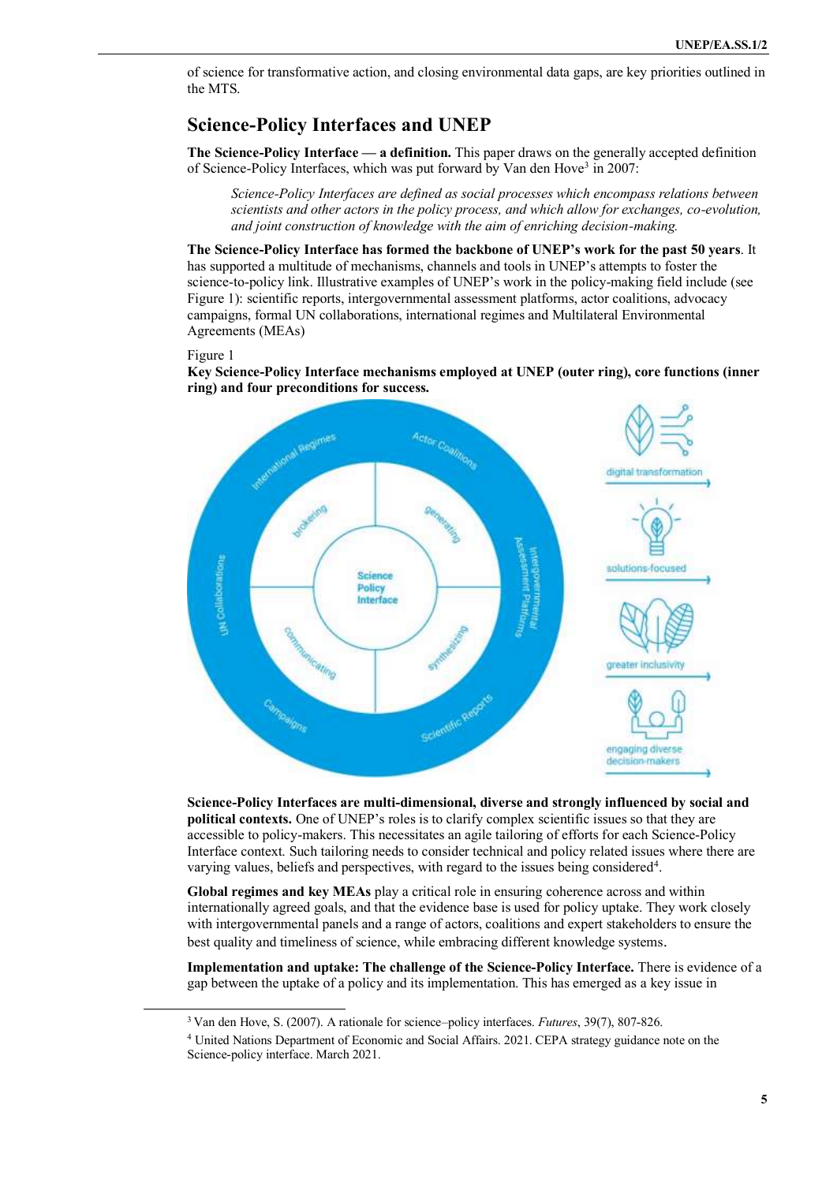of science for transformative action, and closing environmental data gaps, are key priorities outlined in the MTS.

## Science-Policy Interfaces and UNEP

**The Science-Policy Interface — a definition.** This paper draws on the generally accepted definition of Science-Policy Interfaces, which was put forward by Van den Hove[3] in 2007:

> *Science-Policy Interfaces are defined as social processes which encompass relations between scientists and other actors in the policy process, and which allow for exchanges, co-evolution, and joint construction of knowledge with the aim of enriching decision-making.*

**The Science-Policy Interface has formed the backbone of UNEP's work for the past 50 years**. It has supported a multitude of mechanisms, channels and tools in UNEP's attempts to foster the science-to-policy link. Illustrative examples of UNEP's work in the policy-making field include (see Figure 1): scientific reports, intergovernmental assessment platforms, actor coalitions, advocacy campaigns, formal UN collaborations, international regimes and Multilateral Environmental Agreements (MEAs)

Figure 1

**Key Science-Policy Interface mechanisms employed at UNEP (outer ring), core functions (inner ring) and four preconditions for success.**

**Science-Policy Interfaces are multi-dimensional, diverse and strongly influenced by social and political contexts.** One of UNEP's roles is to clarify complex scientific issues so that they are accessible to policy-makers. This necessitates an agile tailoring of efforts for each Science-Policy Interface context. Such tailoring needs to consider technical and policy related issues where there are varying values, beliefs and perspectives, with regard to the issues being considered[4].

**Global regimes and key MEAs** play a critical role in ensuring coherence across and within internationally agreed goals, and that the evidence base is used for policy uptake. They work closely with intergovernmental panels and a range of actors, coalitions and expert stakeholders to ensure the best quality and timeliness of science, while embracing different knowledge systems.

**Implementation and uptake: The challenge of the Science-Policy Interface.** There is evidence of a gap between the uptake of a policy and its implementation. This has emerged as a key issue in

---

[3] Van den Hove, S. (2007). A rationale for science–policy interfaces. *Futures*, 39(7), 807-826.

[4] United Nations Department of Economic and Social Affairs. 2021. CEPA strategy guidance note on the Science-policy interface. March 2021.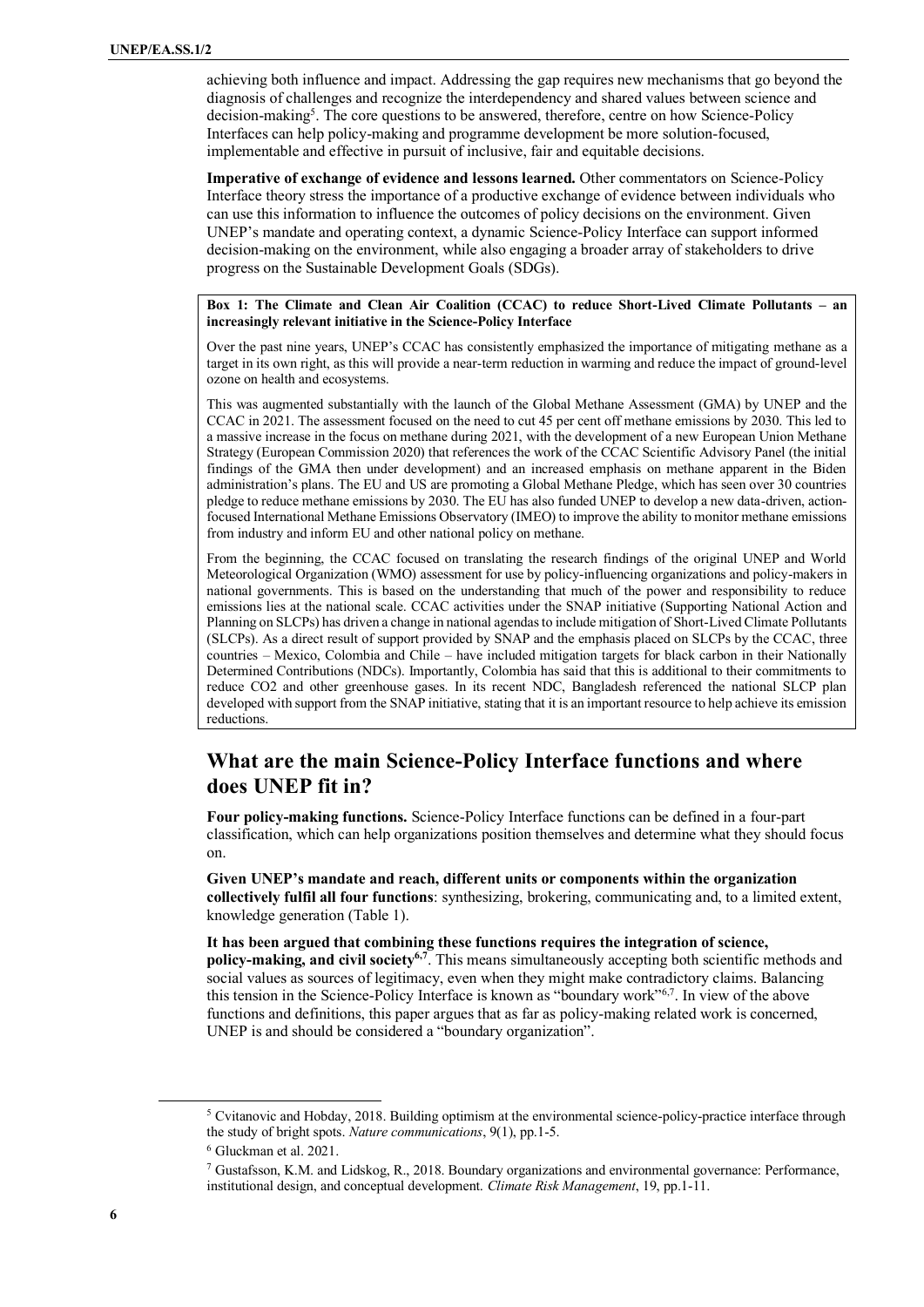achieving both influence and impact. Addressing the gap requires new mechanisms that go beyond the diagnosis of challenges and recognize the interdependency and shared values between science and decision-making[5]. The core questions to be answered, therefore, centre on how Science-Policy Interfaces can help policy-making and programme development be more solution-focused, implementable and effective in pursuit of inclusive, fair and equitable decisions.

**Imperative of exchange of evidence and lessons learned.** Other commentators on Science-Policy Interface theory stress the importance of a productive exchange of evidence between individuals who can use this information to influence the outcomes of policy decisions on the environment. Given UNEP's mandate and operating context, a dynamic Science-Policy Interface can support informed decision-making on the environment, while also engaging a broader array of stakeholders to drive progress on the Sustainable Development Goals (SDGs).

**Box 1: The Climate and Clean Air Coalition (CCAC) to reduce Short-Lived Climate Pollutants – an increasingly relevant initiative in the Science-Policy Interface**

Over the past nine years, UNEP's CCAC has consistently emphasized the importance of mitigating methane as a target in its own right, as this will provide a near-term reduction in warming and reduce the impact of ground-level ozone on health and ecosystems.

This was augmented substantially with the launch of the Global Methane Assessment (GMA) by UNEP and the CCAC in 2021. The assessment focused on the need to cut 45 per cent off methane emissions by 2030. This led to a massive increase in the focus on methane during 2021, with the development of a new European Union Methane Strategy (European Commission 2020) that references the work of the CCAC Scientific Advisory Panel (the initial findings of the GMA then under development) and an increased emphasis on methane apparent in the Biden administration's plans. The EU and US are promoting a Global Methane Pledge, which has seen over 30 countries pledge to reduce methane emissions by 2030. The EU has also funded UNEP to develop a new data-driven, action-focused International Methane Emissions Observatory (IMEO) to improve the ability to monitor methane emissions from industry and inform EU and other national policy on methane.

From the beginning, the CCAC focused on translating the research findings of the original UNEP and World Meteorological Organization (WMO) assessment for use by policy-influencing organizations and policy-makers in national governments. This is based on the understanding that much of the power and responsibility to reduce emissions lies at the national scale. CCAC activities under the SNAP initiative (Supporting National Action and Planning on SLCPs) has driven a change in national agendas to include mitigation of Short-Lived Climate Pollutants (SLCPs). As a direct result of support provided by SNAP and the emphasis placed on SLCPs by the CCAC, three countries – Mexico, Colombia and Chile – have included mitigation targets for black carbon in their Nationally Determined Contributions (NDCs). Importantly, Colombia has said that this is additional to their commitments to reduce CO2 and other greenhouse gases. In its recent NDC, Bangladesh referenced the national SLCP plan developed with support from the SNAP initiative, stating that it is an important resource to help achieve its emission reductions.

## What are the main Science-Policy Interface functions and where does UNEP fit in?

**Four policy-making functions.** Science-Policy Interface functions can be defined in a four-part classification, which can help organizations position themselves and determine what they should focus on.

**Given UNEP's mandate and reach, different units or components within the organization collectively fulfil all four functions**: synthesizing, brokering, communicating and, to a limited extent, knowledge generation (Table 1).

**It has been argued that combining these functions requires the integration of science, policy-making, and civil society[6,7]**. This means simultaneously accepting both scientific methods and social values as sources of legitimacy, even when they might make contradictory claims. Balancing this tension in the Science-Policy Interface is known as "boundary work"[6,7]. In view of the above functions and definitions, this paper argues that as far as policy-making related work is concerned, UNEP is and should be considered a "boundary organization".

[5] Cvitanovic and Hobday, 2018. Building optimism at the environmental science-policy-practice interface through the study of bright spots. *Nature communications*, 9(1), pp.1-5.

[6] Gluckman et al. 2021.

[7] Gustafsson, K.M. and Lidskog, R., 2018. Boundary organizations and environmental governance: Performance, institutional design, and conceptual development. *Climate Risk Management*, 19, pp.1-11.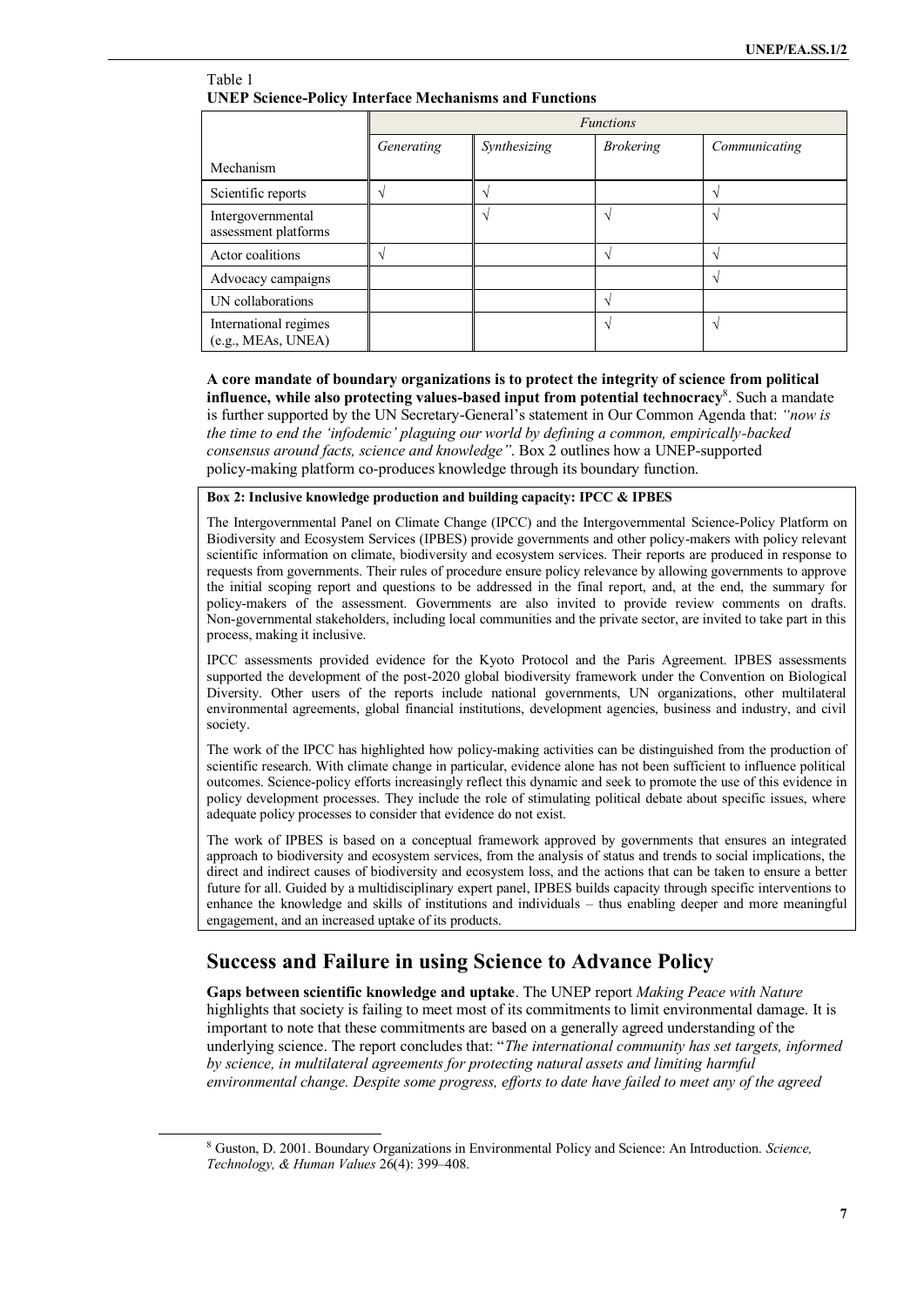Table 1
**UNEP Science-Policy Interface Mechanisms and Functions**

| | *Functions* | | | |
|---|---|---|---|---|
| Mechanism | *Generating* | *Synthesizing* | *Brokering* | *Communicating* |
| Scientific reports | √ | √ | | √ |
| Intergovernmental assessment platforms | | √ | √ | √ |
| Actor coalitions | √ | | √ | √ |
| Advocacy campaigns | | | | √ |
| UN collaborations | | | √ | |
| International regimes (e.g., MEAs, UNEA) | | | √ | √ |

**A core mandate of boundary organizations is to protect the integrity of science from political influence, while also protecting values-based input from potential technocracy**[8]. Such a mandate is further supported by the UN Secretary-General's statement in Our Common Agenda that: *"now is the time to end the 'infodemic' plaguing our world by defining a common, empirically-backed consensus around facts, science and knowledge"*. Box 2 outlines how a UNEP-supported policy-making platform co-produces knowledge through its boundary function.

**Box 2: Inclusive knowledge production and building capacity: IPCC & IPBES**

The Intergovernmental Panel on Climate Change (IPCC) and the Intergovernmental Science-Policy Platform on Biodiversity and Ecosystem Services (IPBES) provide governments and other policy-makers with policy relevant scientific information on climate, biodiversity and ecosystem services. Their reports are produced in response to requests from governments. Their rules of procedure ensure policy relevance by allowing governments to approve the initial scoping report and questions to be addressed in the final report, and, at the end, the summary for policy-makers of the assessment. Governments are also invited to provide review comments on drafts. Non-governmental stakeholders, including local communities and the private sector, are invited to take part in this process, making it inclusive.

IPCC assessments provided evidence for the Kyoto Protocol and the Paris Agreement. IPBES assessments supported the development of the post-2020 global biodiversity framework under the Convention on Biological Diversity. Other users of the reports include national governments, UN organizations, other multilateral environmental agreements, global financial institutions, development agencies, business and industry, and civil society.

The work of the IPCC has highlighted how policy-making activities can be distinguished from the production of scientific research. With climate change in particular, evidence alone has not been sufficient to influence political outcomes. Science-policy efforts increasingly reflect this dynamic and seek to promote the use of this evidence in policy development processes. They include the role of stimulating political debate about specific issues, where adequate policy processes to consider that evidence do not exist.

The work of IPBES is based on a conceptual framework approved by governments that ensures an integrated approach to biodiversity and ecosystem services, from the analysis of status and trends to social implications, the direct and indirect causes of biodiversity and ecosystem loss, and the actions that can be taken to ensure a better future for all. Guided by a multidisciplinary expert panel, IPBES builds capacity through specific interventions to enhance the knowledge and skills of institutions and individuals – thus enabling deeper and more meaningful engagement, and an increased uptake of its products.

## Success and Failure in using Science to Advance Policy

**Gaps between scientific knowledge and uptake**. The UNEP report *Making Peace with Nature* highlights that society is failing to meet most of its commitments to limit environmental damage. It is important to note that these commitments are based on a generally agreed understanding of the underlying science. The report concludes that: "*The international community has set targets, informed by science, in multilateral agreements for protecting natural assets and limiting harmful environmental change. Despite some progress, efforts to date have failed to meet any of the agreed*

[8] Guston, D. 2001. Boundary Organizations in Environmental Policy and Science: An Introduction. *Science, Technology, & Human Values* 26(4): 399–408.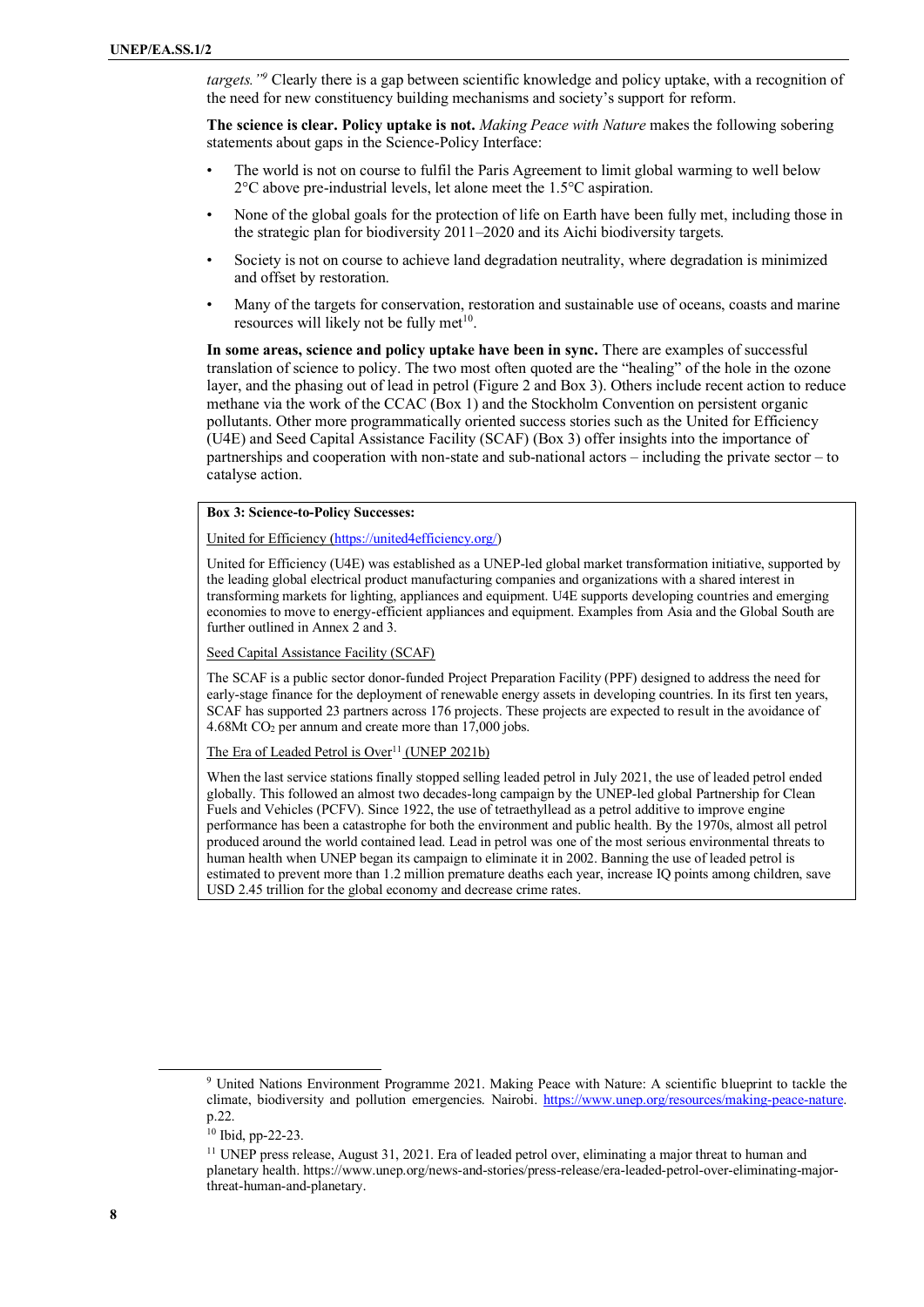*targets."*[9] Clearly there is a gap between scientific knowledge and policy uptake, with a recognition of the need for new constituency building mechanisms and society's support for reform.

**The science is clear. Policy uptake is not.** *Making Peace with Nature* makes the following sobering statements about gaps in the Science-Policy Interface:

- The world is not on course to fulfil the Paris Agreement to limit global warming to well below 2°C above pre-industrial levels, let alone meet the 1.5°C aspiration.
- None of the global goals for the protection of life on Earth have been fully met, including those in the strategic plan for biodiversity 2011–2020 and its Aichi biodiversity targets.
- Society is not on course to achieve land degradation neutrality, where degradation is minimized and offset by restoration.
- Many of the targets for conservation, restoration and sustainable use of oceans, coasts and marine resources will likely not be fully met[10].

**In some areas, science and policy uptake have been in sync.** There are examples of successful translation of science to policy. The two most often quoted are the "healing" of the hole in the ozone layer, and the phasing out of lead in petrol (Figure 2 and Box 3). Others include recent action to reduce methane via the work of the CCAC (Box 1) and the Stockholm Convention on persistent organic pollutants. Other more programmatically oriented success stories such as the United for Efficiency (U4E) and Seed Capital Assistance Facility (SCAF) (Box 3) offer insights into the importance of partnerships and cooperation with non-state and sub-national actors – including the private sector – to catalyse action.

**Box 3: Science-to-Policy Successes:**

United for Efficiency (https://united4efficiency.org/)

United for Efficiency (U4E) was established as a UNEP-led global market transformation initiative, supported by the leading global electrical product manufacturing companies and organizations with a shared interest in transforming markets for lighting, appliances and equipment. U4E supports developing countries and emerging economies to move to energy-efficient appliances and equipment. Examples from Asia and the Global South are further outlined in Annex 2 and 3.

Seed Capital Assistance Facility (SCAF)

The SCAF is a public sector donor-funded Project Preparation Facility (PPF) designed to address the need for early-stage finance for the deployment of renewable energy assets in developing countries. In its first ten years, SCAF has supported 23 partners across 176 projects. These projects are expected to result in the avoidance of 4.68Mt $CO_2$ per annum and create more than 17,000 jobs.

The Era of Leaded Petrol is Over[11] (UNEP 2021b)

When the last service stations finally stopped selling leaded petrol in July 2021, the use of leaded petrol ended globally. This followed an almost two decades-long campaign by the UNEP-led global Partnership for Clean Fuels and Vehicles (PCFV). Since 1922, the use of tetraethyllead as a petrol additive to improve engine performance has been a catastrophe for both the environment and public health. By the 1970s, almost all petrol produced around the world contained lead. Lead in petrol was one of the most serious environmental threats to human health when UNEP began its campaign to eliminate it in 2002. Banning the use of leaded petrol is estimated to prevent more than 1.2 million premature deaths each year, increase IQ points among children, save USD 2.45 trillion for the global economy and decrease crime rates.

---

[9] United Nations Environment Programme 2021. Making Peace with Nature: A scientific blueprint to tackle the climate, biodiversity and pollution emergencies. Nairobi. https://www.unep.org/resources/making-peace-nature. p.22.

[10] Ibid, pp-22-23.

[11] UNEP press release, August 31, 2021. Era of leaded petrol over, eliminating a major threat to human and planetary health. https://www.unep.org/news-and-stories/press-release/era-leaded-petrol-over-eliminating-major-threat-human-and-planetary.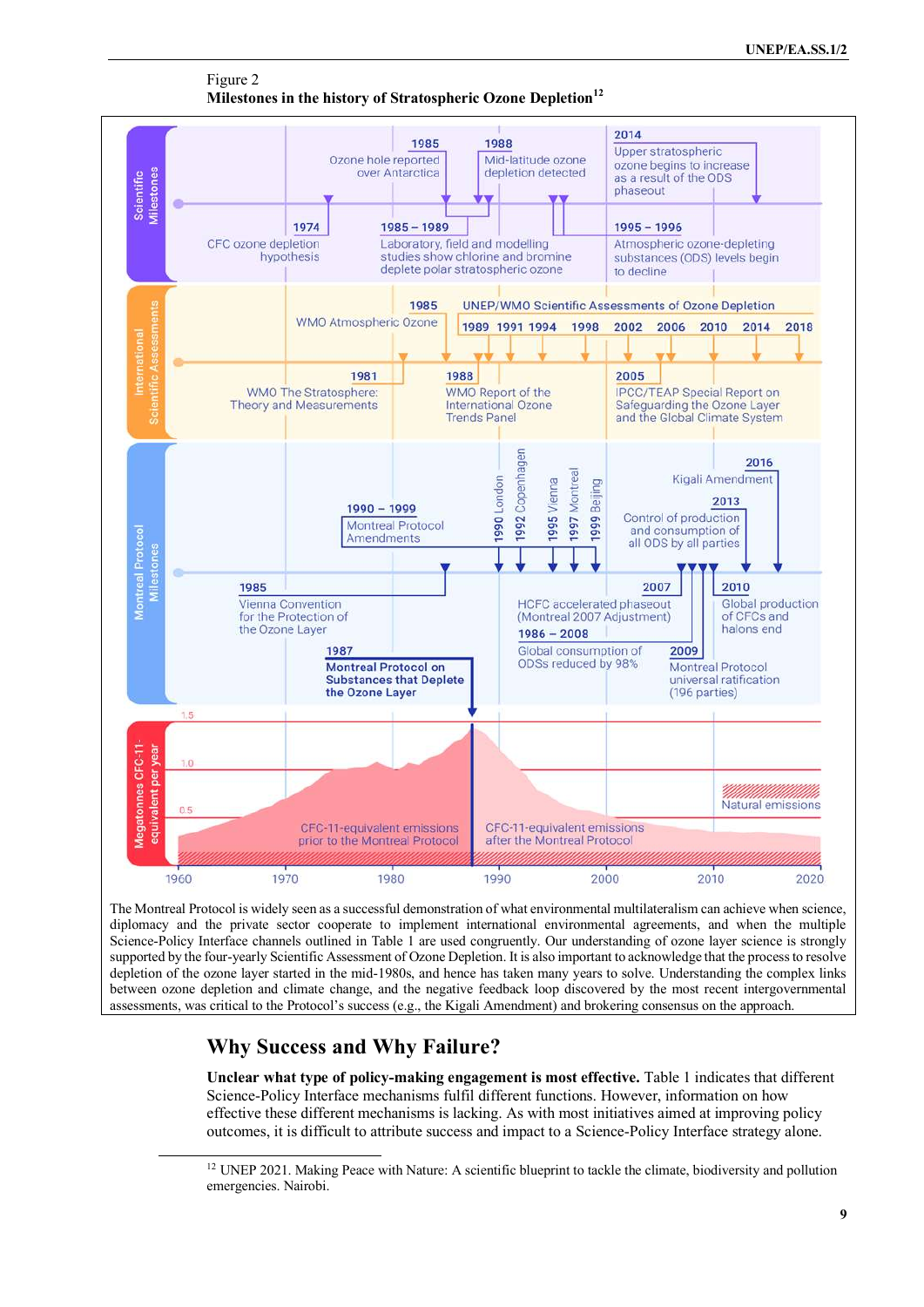Figure 2
**Milestones in the history of Stratospheric Ozone Depletion**[12]

The Montreal Protocol is widely seen as a successful demonstration of what environmental multilateralism can achieve when science, diplomacy and the private sector cooperate to implement international environmental agreements, and when the multiple Science-Policy Interface channels outlined in Table 1 are used congruently. Our understanding of ozone layer science is strongly supported by the four-yearly Scientific Assessment of Ozone Depletion. It is also important to acknowledge that the process to resolve depletion of the ozone layer started in the mid-1980s, and hence has taken many years to solve. Understanding the complex links between ozone depletion and climate change, and the negative feedback loop discovered by the most recent intergovernmental assessments, was critical to the Protocol's success (e.g., the Kigali Amendment) and brokering consensus on the approach.

## Why Success and Why Failure?

**Unclear what type of policy-making engagement is most effective.** Table 1 indicates that different Science-Policy Interface mechanisms fulfil different functions. However, information on how effective these different mechanisms is lacking. As with most initiatives aimed at improving policy outcomes, it is difficult to attribute success and impact to a Science-Policy Interface strategy alone.

[12] UNEP 2021. Making Peace with Nature: A scientific blueprint to tackle the climate, biodiversity and pollution emergencies. Nairobi.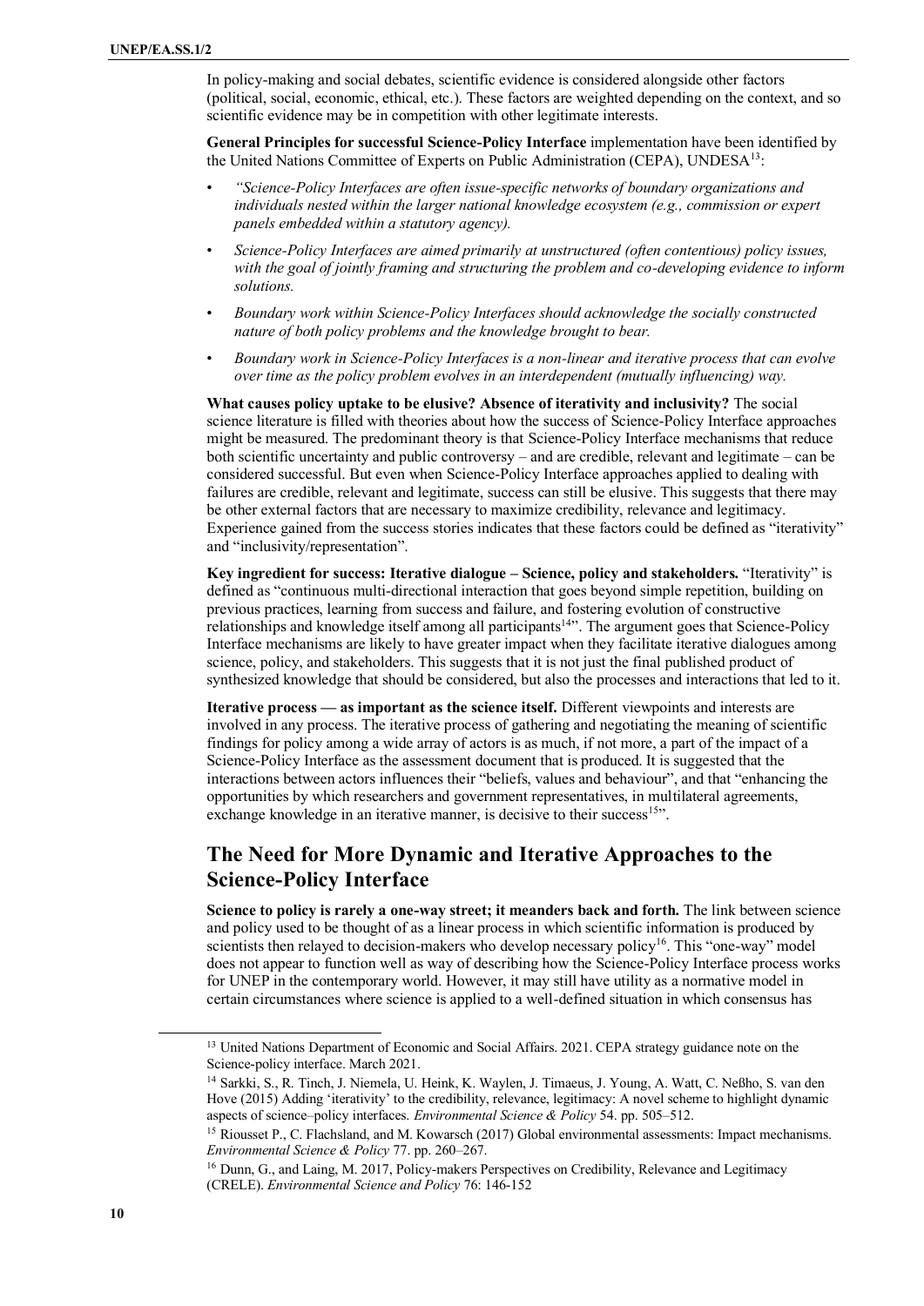In policy-making and social debates, scientific evidence is considered alongside other factors (political, social, economic, ethical, etc.). These factors are weighted depending on the context, and so scientific evidence may be in competition with other legitimate interests.

**General Principles for successful Science-Policy Interface** implementation have been identified by the United Nations Committee of Experts on Public Administration (CEPA), UNDESA[13]:

- *"Science-Policy Interfaces are often issue-specific networks of boundary organizations and individuals nested within the larger national knowledge ecosystem (e.g., commission or expert panels embedded within a statutory agency).*
- *Science-Policy Interfaces are aimed primarily at unstructured (often contentious) policy issues, with the goal of jointly framing and structuring the problem and co-developing evidence to inform solutions.*
- *Boundary work within Science-Policy Interfaces should acknowledge the socially constructed nature of both policy problems and the knowledge brought to bear.*
- *Boundary work in Science-Policy Interfaces is a non-linear and iterative process that can evolve over time as the policy problem evolves in an interdependent (mutually influencing) way.*

**What causes policy uptake to be elusive? Absence of iterativity and inclusivity?** The social science literature is filled with theories about how the success of Science-Policy Interface approaches might be measured. The predominant theory is that Science-Policy Interface mechanisms that reduce both scientific uncertainty and public controversy – and are credible, relevant and legitimate – can be considered successful. But even when Science-Policy Interface approaches applied to dealing with failures are credible, relevant and legitimate, success can still be elusive. This suggests that there may be other external factors that are necessary to maximize credibility, relevance and legitimacy. Experience gained from the success stories indicates that these factors could be defined as "iterativity" and "inclusivity/representation".

**Key ingredient for success: Iterative dialogue – Science, policy and stakeholders.** "Iterativity" is defined as "continuous multi-directional interaction that goes beyond simple repetition, building on previous practices, learning from success and failure, and fostering evolution of constructive relationships and knowledge itself among all participants[14]". The argument goes that Science-Policy Interface mechanisms are likely to have greater impact when they facilitate iterative dialogues among science, policy, and stakeholders. This suggests that it is not just the final published product of synthesized knowledge that should be considered, but also the processes and interactions that led to it.

**Iterative process — as important as the science itself.** Different viewpoints and interests are involved in any process. The iterative process of gathering and negotiating the meaning of scientific findings for policy among a wide array of actors is as much, if not more, a part of the impact of a Science-Policy Interface as the assessment document that is produced. It is suggested that the interactions between actors influences their "beliefs, values and behaviour", and that "enhancing the opportunities by which researchers and government representatives, in multilateral agreements, exchange knowledge in an iterative manner, is decisive to their success[15]".

## The Need for More Dynamic and Iterative Approaches to the Science-Policy Interface

**Science to policy is rarely a one-way street; it meanders back and forth.** The link between science and policy used to be thought of as a linear process in which scientific information is produced by scientists then relayed to decision-makers who develop necessary policy[16]. This "one-way" model does not appear to function well as way of describing how the Science-Policy Interface process works for UNEP in the contemporary world. However, it may still have utility as a normative model in certain circumstances where science is applied to a well-defined situation in which consensus has

[13] United Nations Department of Economic and Social Affairs. 2021. CEPA strategy guidance note on the Science-policy interface. March 2021.

[14] Sarkki, S., R. Tinch, J. Niemela, U. Heink, K. Waylen, J. Timaeus, J. Young, A. Watt, C. Neßho, S. van den Hove (2015) Adding 'iterativity' to the credibility, relevance, legitimacy: A novel scheme to highlight dynamic aspects of science–policy interfaces. *Environmental Science & Policy* 54. pp. 505–512.

[15] Riousset P., C. Flachsland, and M. Kowarsch (2017) Global environmental assessments: Impact mechanisms. *Environmental Science & Policy* 77. pp. 260–267.

[16] Dunn, G., and Laing, M. 2017, Policy-makers Perspectives on Credibility, Relevance and Legitimacy (CRELE). *Environmental Science and Policy* 76: 146-152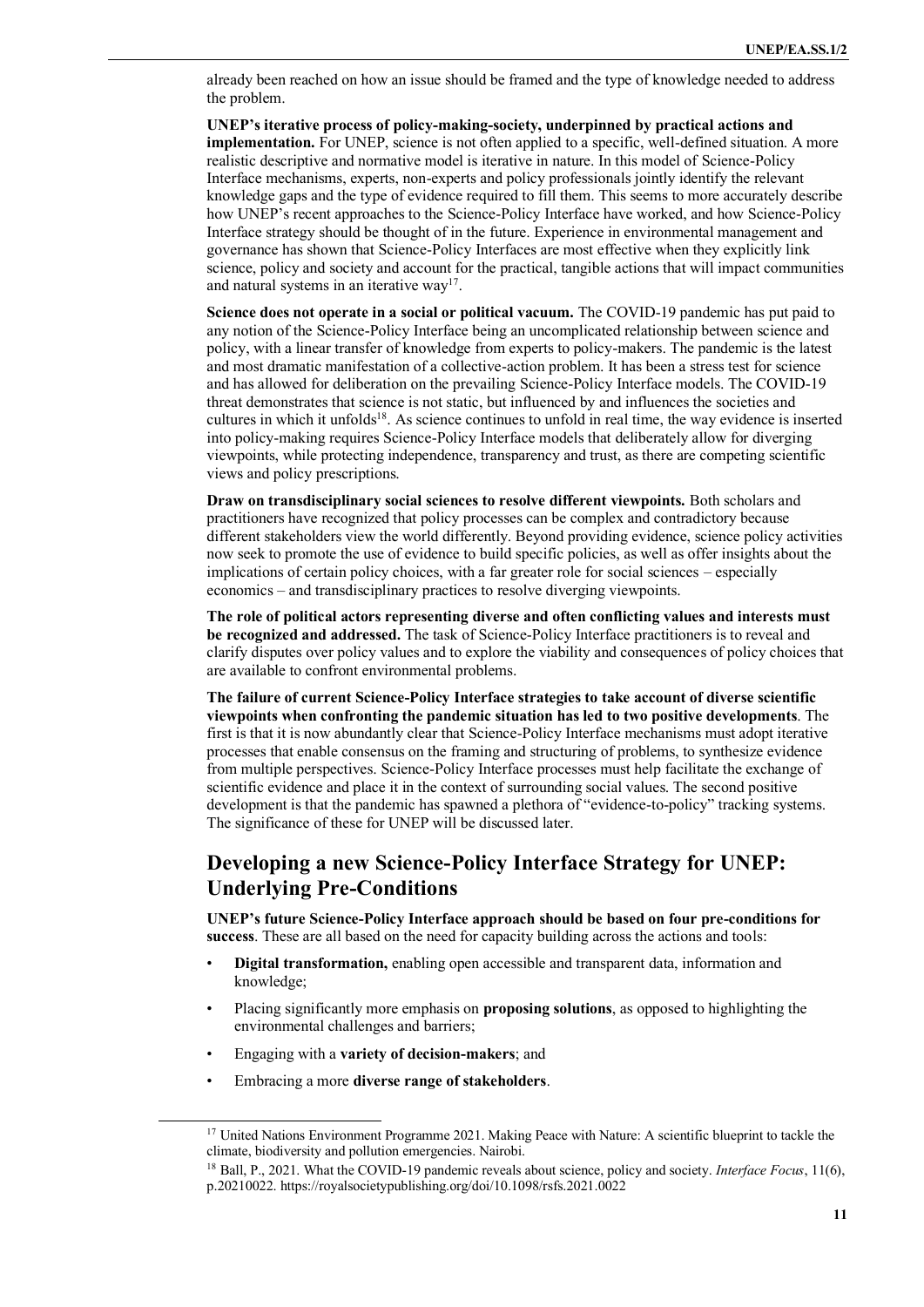already been reached on how an issue should be framed and the type of knowledge needed to address the problem.

**UNEP's iterative process of policy-making-society, underpinned by practical actions and implementation.** For UNEP, science is not often applied to a specific, well-defined situation. A more realistic descriptive and normative model is iterative in nature. In this model of Science-Policy Interface mechanisms, experts, non-experts and policy professionals jointly identify the relevant knowledge gaps and the type of evidence required to fill them. This seems to more accurately describe how UNEP's recent approaches to the Science-Policy Interface have worked, and how Science-Policy Interface strategy should be thought of in the future. Experience in environmental management and governance has shown that Science-Policy Interfaces are most effective when they explicitly link science, policy and society and account for the practical, tangible actions that will impact communities and natural systems in an iterative way[17].

**Science does not operate in a social or political vacuum.** The COVID-19 pandemic has put paid to any notion of the Science-Policy Interface being an uncomplicated relationship between science and policy, with a linear transfer of knowledge from experts to policy-makers. The pandemic is the latest and most dramatic manifestation of a collective-action problem. It has been a stress test for science and has allowed for deliberation on the prevailing Science-Policy Interface models. The COVID-19 threat demonstrates that science is not static, but influenced by and influences the societies and cultures in which it unfolds[18]. As science continues to unfold in real time, the way evidence is inserted into policy-making requires Science-Policy Interface models that deliberately allow for diverging viewpoints, while protecting independence, transparency and trust, as there are competing scientific views and policy prescriptions.

**Draw on transdisciplinary social sciences to resolve different viewpoints.** Both scholars and practitioners have recognized that policy processes can be complex and contradictory because different stakeholders view the world differently. Beyond providing evidence, science policy activities now seek to promote the use of evidence to build specific policies, as well as offer insights about the implications of certain policy choices, with a far greater role for social sciences – especially economics – and transdisciplinary practices to resolve diverging viewpoints.

**The role of political actors representing diverse and often conflicting values and interests must be recognized and addressed.** The task of Science-Policy Interface practitioners is to reveal and clarify disputes over policy values and to explore the viability and consequences of policy choices that are available to confront environmental problems.

**The failure of current Science-Policy Interface strategies to take account of diverse scientific viewpoints when confronting the pandemic situation has led to two positive developments**. The first is that it is now abundantly clear that Science-Policy Interface mechanisms must adopt iterative processes that enable consensus on the framing and structuring of problems, to synthesize evidence from multiple perspectives. Science-Policy Interface processes must help facilitate the exchange of scientific evidence and place it in the context of surrounding social values. The second positive development is that the pandemic has spawned a plethora of "evidence-to-policy" tracking systems. The significance of these for UNEP will be discussed later.

## Developing a new Science-Policy Interface Strategy for UNEP: Underlying Pre-Conditions

**UNEP's future Science-Policy Interface approach should be based on four pre-conditions for success**. These are all based on the need for capacity building across the actions and tools:

- **Digital transformation,** enabling open accessible and transparent data, information and knowledge;
- Placing significantly more emphasis on **proposing solutions**, as opposed to highlighting the environmental challenges and barriers;
- Engaging with a **variety of decision-makers**; and
- Embracing a more **diverse range of stakeholders**.

---

[17] United Nations Environment Programme 2021. Making Peace with Nature: A scientific blueprint to tackle the climate, biodiversity and pollution emergencies. Nairobi.

[18] Ball, P., 2021. What the COVID-19 pandemic reveals about science, policy and society. *Interface Focus*, 11(6), p.20210022. https://royalsocietypublishing.org/doi/10.1098/rsfs.2021.0022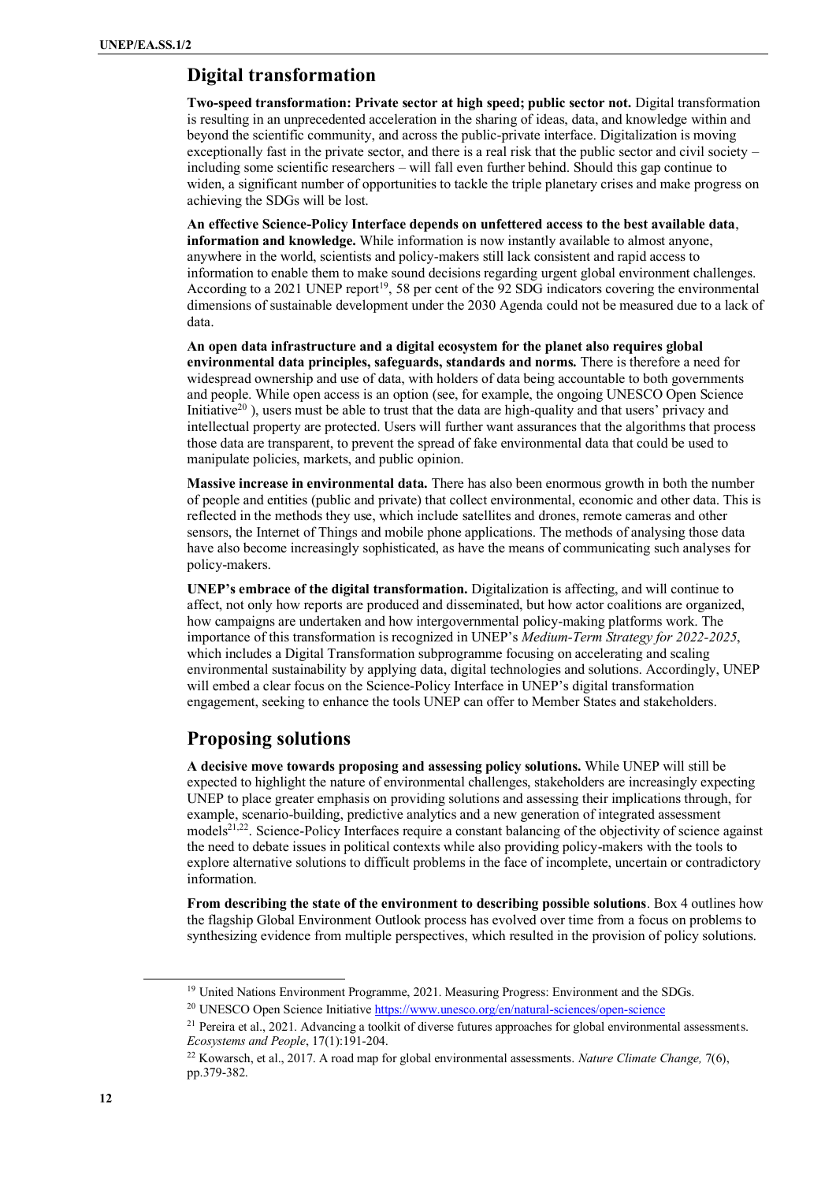## Digital transformation

**Two-speed transformation: Private sector at high speed; public sector not.** Digital transformation is resulting in an unprecedented acceleration in the sharing of ideas, data, and knowledge within and beyond the scientific community, and across the public-private interface. Digitalization is moving exceptionally fast in the private sector, and there is a real risk that the public sector and civil society – including some scientific researchers – will fall even further behind. Should this gap continue to widen, a significant number of opportunities to tackle the triple planetary crises and make progress on achieving the SDGs will be lost.

**An effective Science-Policy Interface depends on unfettered access to the best available data, information and knowledge.** While information is now instantly available to almost anyone, anywhere in the world, scientists and policy-makers still lack consistent and rapid access to information to enable them to make sound decisions regarding urgent global environment challenges. According to a 2021 UNEP report[19], 58 per cent of the 92 SDG indicators covering the environmental dimensions of sustainable development under the 2030 Agenda could not be measured due to a lack of data.

**An open data infrastructure and a digital ecosystem for the planet also requires global environmental data principles, safeguards, standards and norms.** There is therefore a need for widespread ownership and use of data, with holders of data being accountable to both governments and people. While open access is an option (see, for example, the ongoing UNESCO Open Science Initiative[20] ), users must be able to trust that the data are high-quality and that users' privacy and intellectual property are protected. Users will further want assurances that the algorithms that process those data are transparent, to prevent the spread of fake environmental data that could be used to manipulate policies, markets, and public opinion.

**Massive increase in environmental data.** There has also been enormous growth in both the number of people and entities (public and private) that collect environmental, economic and other data. This is reflected in the methods they use, which include satellites and drones, remote cameras and other sensors, the Internet of Things and mobile phone applications. The methods of analysing those data have also become increasingly sophisticated, as have the means of communicating such analyses for policy-makers.

**UNEP's embrace of the digital transformation.** Digitalization is affecting, and will continue to affect, not only how reports are produced and disseminated, but how actor coalitions are organized, how campaigns are undertaken and how intergovernmental policy-making platforms work. The importance of this transformation is recognized in UNEP's *Medium-Term Strategy for 2022-2025*, which includes a Digital Transformation subprogramme focusing on accelerating and scaling environmental sustainability by applying data, digital technologies and solutions. Accordingly, UNEP will embed a clear focus on the Science-Policy Interface in UNEP's digital transformation engagement, seeking to enhance the tools UNEP can offer to Member States and stakeholders.

## Proposing solutions

**A decisive move towards proposing and assessing policy solutions.** While UNEP will still be expected to highlight the nature of environmental challenges, stakeholders are increasingly expecting UNEP to place greater emphasis on providing solutions and assessing their implications through, for example, scenario-building, predictive analytics and a new generation of integrated assessment models[21,22]. Science-Policy Interfaces require a constant balancing of the objectivity of science against the need to debate issues in political contexts while also providing policy-makers with the tools to explore alternative solutions to difficult problems in the face of incomplete, uncertain or contradictory information.

**From describing the state of the environment to describing possible solutions**. Box 4 outlines how the flagship Global Environment Outlook process has evolved over time from a focus on problems to synthesizing evidence from multiple perspectives, which resulted in the provision of policy solutions.

---

[19] United Nations Environment Programme, 2021. Measuring Progress: Environment and the SDGs.

[20] UNESCO Open Science Initiative https://www.unesco.org/en/natural-sciences/open-science

[21] Pereira et al., 2021. Advancing a toolkit of diverse futures approaches for global environmental assessments. *Ecosystems and People*, 17(1):191-204.

[22] Kowarsch, et al., 2017. A road map for global environmental assessments. *Nature Climate Change,* 7(6), pp.379-382.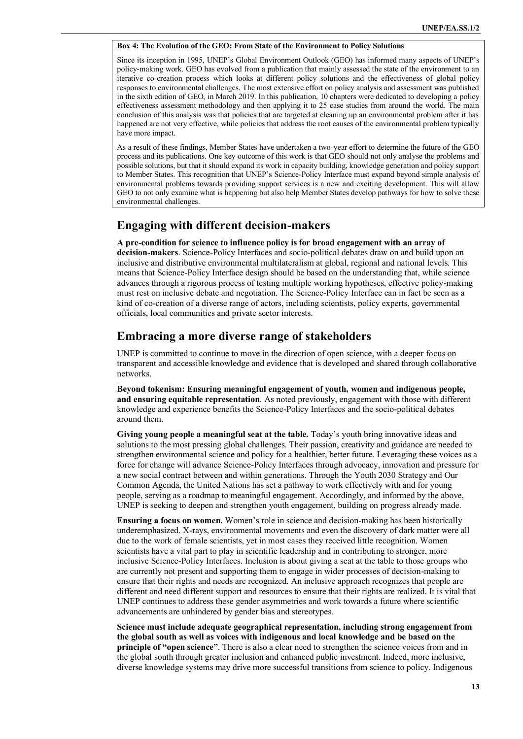**Box 4: The Evolution of the GEO: From State of the Environment to Policy Solutions**

Since its inception in 1995, UNEP's Global Environment Outlook (GEO) has informed many aspects of UNEP's policy-making work. GEO has evolved from a publication that mainly assessed the state of the environment to an iterative co-creation process which looks at different policy solutions and the effectiveness of global policy responses to environmental challenges. The most extensive effort on policy analysis and assessment was published in the sixth edition of GEO, in March 2019. In this publication, 10 chapters were dedicated to developing a policy effectiveness assessment methodology and then applying it to 25 case studies from around the world. The main conclusion of this analysis was that policies that are targeted at cleaning up an environmental problem after it has happened are not very effective, while policies that address the root causes of the environmental problem typically have more impact.

As a result of these findings, Member States have undertaken a two-year effort to determine the future of the GEO process and its publications. One key outcome of this work is that GEO should not only analyse the problems and possible solutions, but that it should expand its work in capacity building, knowledge generation and policy support to Member States. This recognition that UNEP's Science-Policy Interface must expand beyond simple analysis of environmental problems towards providing support services is a new and exciting development. This will allow GEO to not only examine what is happening but also help Member States develop pathways for how to solve these environmental challenges.

## Engaging with different decision-makers

**A pre-condition for science to influence policy is for broad engagement with an array of decision-makers**. Science-Policy Interfaces and socio-political debates draw on and build upon an inclusive and distributive environmental multilateralism at global, regional and national levels. This means that Science-Policy Interface design should be based on the understanding that, while science advances through a rigorous process of testing multiple working hypotheses, effective policy-making must rest on inclusive debate and negotiation. The Science-Policy Interface can in fact be seen as a kind of co-creation of a diverse range of actors, including scientists, policy experts, governmental officials, local communities and private sector interests.

## Embracing a more diverse range of stakeholders

UNEP is committed to continue to move in the direction of open science, with a deeper focus on transparent and accessible knowledge and evidence that is developed and shared through collaborative networks.

**Beyond tokenism: Ensuring meaningful engagement of youth, women and indigenous people, and ensuring equitable representation**. As noted previously, engagement with those with different knowledge and experience benefits the Science-Policy Interfaces and the socio-political debates around them.

**Giving young people a meaningful seat at the table.** Today's youth bring innovative ideas and solutions to the most pressing global challenges. Their passion, creativity and guidance are needed to strengthen environmental science and policy for a healthier, better future. Leveraging these voices as a force for change will advance Science-Policy Interfaces through advocacy, innovation and pressure for a new social contract between and within generations. Through the Youth 2030 Strategy and Our Common Agenda, the United Nations has set a pathway to work effectively with and for young people, serving as a roadmap to meaningful engagement. Accordingly, and informed by the above, UNEP is seeking to deepen and strengthen youth engagement, building on progress already made.

**Ensuring a focus on women.** Women's role in science and decision-making has been historically underemphasized. X-rays, environmental movements and even the discovery of dark matter were all due to the work of female scientists, yet in most cases they received little recognition. Women scientists have a vital part to play in scientific leadership and in contributing to stronger, more inclusive Science-Policy Interfaces. Inclusion is about giving a seat at the table to those groups who are currently not present and supporting them to engage in wider processes of decision-making to ensure that their rights and needs are recognized. An inclusive approach recognizes that people are different and need different support and resources to ensure that their rights are realized. It is vital that UNEP continues to address these gender asymmetries and work towards a future where scientific advancements are unhindered by gender bias and stereotypes.

**Science must include adequate geographical representation, including strong engagement from the global south as well as voices with indigenous and local knowledge and be based on the principle of "open science"**. There is also a clear need to strengthen the science voices from and in the global south through greater inclusion and enhanced public investment. Indeed, more inclusive, diverse knowledge systems may drive more successful transitions from science to policy. Indigenous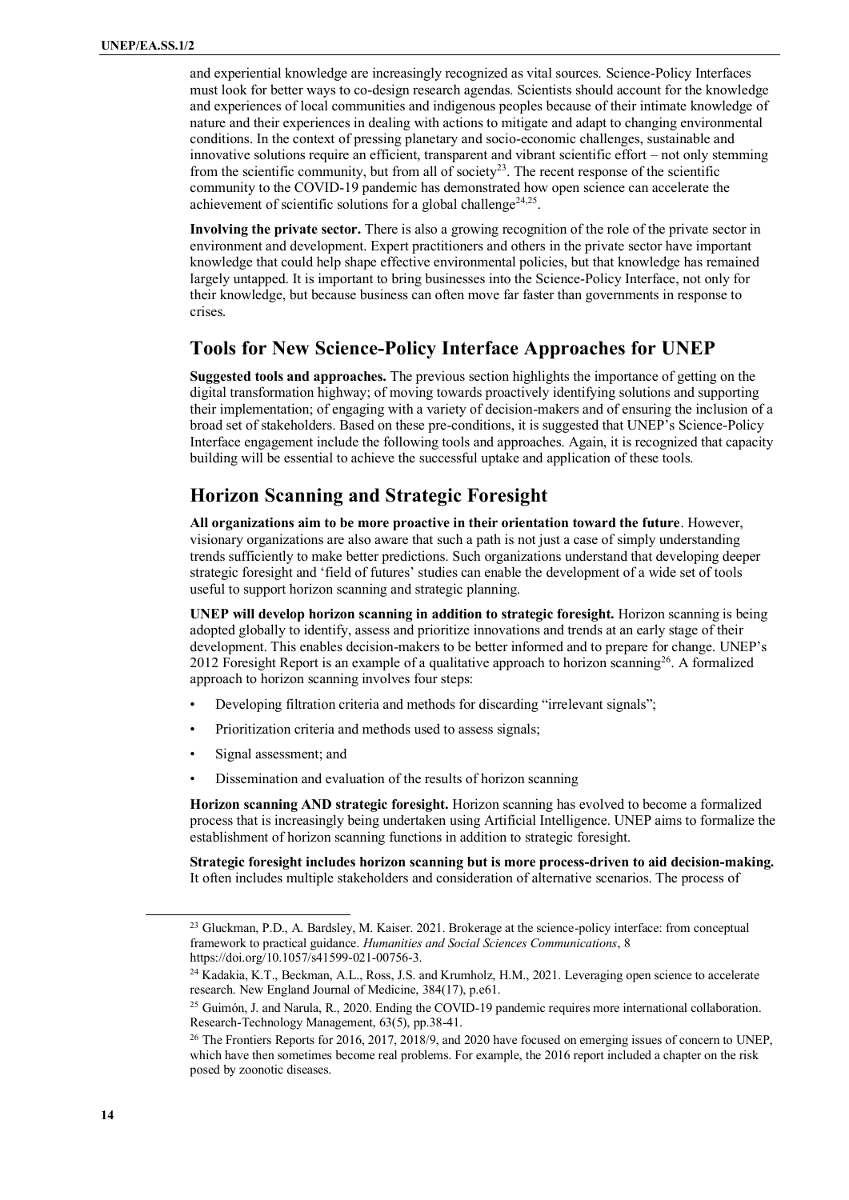and experiential knowledge are increasingly recognized as vital sources. Science-Policy Interfaces must look for better ways to co-design research agendas. Scientists should account for the knowledge and experiences of local communities and indigenous peoples because of their intimate knowledge of nature and their experiences in dealing with actions to mitigate and adapt to changing environmental conditions. In the context of pressing planetary and socio-economic challenges, sustainable and innovative solutions require an efficient, transparent and vibrant scientific effort – not only stemming from the scientific community, but from all of society[23]. The recent response of the scientific community to the COVID-19 pandemic has demonstrated how open science can accelerate the achievement of scientific solutions for a global challenge[24,25].

**Involving the private sector.** There is also a growing recognition of the role of the private sector in environment and development. Expert practitioners and others in the private sector have important knowledge that could help shape effective environmental policies, but that knowledge has remained largely untapped. It is important to bring businesses into the Science-Policy Interface, not only for their knowledge, but because business can often move far faster than governments in response to crises.

## Tools for New Science-Policy Interface Approaches for UNEP

**Suggested tools and approaches.** The previous section highlights the importance of getting on the digital transformation highway; of moving towards proactively identifying solutions and supporting their implementation; of engaging with a variety of decision-makers and of ensuring the inclusion of a broad set of stakeholders. Based on these pre-conditions, it is suggested that UNEP's Science-Policy Interface engagement include the following tools and approaches. Again, it is recognized that capacity building will be essential to achieve the successful uptake and application of these tools.

## Horizon Scanning and Strategic Foresight

**All organizations aim to be more proactive in their orientation toward the future**. However, visionary organizations are also aware that such a path is not just a case of simply understanding trends sufficiently to make better predictions. Such organizations understand that developing deeper strategic foresight and 'field of futures' studies can enable the development of a wide set of tools useful to support horizon scanning and strategic planning.

**UNEP will develop horizon scanning in addition to strategic foresight.** Horizon scanning is being adopted globally to identify, assess and prioritize innovations and trends at an early stage of their development. This enables decision-makers to be better informed and to prepare for change. UNEP's 2012 Foresight Report is an example of a qualitative approach to horizon scanning[26]. A formalized approach to horizon scanning involves four steps:

- Developing filtration criteria and methods for discarding "irrelevant signals";
- Prioritization criteria and methods used to assess signals;
- Signal assessment; and
- Dissemination and evaluation of the results of horizon scanning

**Horizon scanning AND strategic foresight.** Horizon scanning has evolved to become a formalized process that is increasingly being undertaken using Artificial Intelligence. UNEP aims to formalize the establishment of horizon scanning functions in addition to strategic foresight.

**Strategic foresight includes horizon scanning but is more process-driven to aid decision-making.** It often includes multiple stakeholders and consideration of alternative scenarios. The process of

---

[23] Gluckman, P.D., A. Bardsley, M. Kaiser. 2021. Brokerage at the science-policy interface: from conceptual framework to practical guidance. *Humanities and Social Sciences Communications*, 8 https://doi.org/10.1057/s41599-021-00756-3.

[24] Kadakia, K.T., Beckman, A.L., Ross, J.S. and Krumholz, H.M., 2021. Leveraging open science to accelerate research. New England Journal of Medicine, 384(17), p.e61.

[25] Guimón, J. and Narula, R., 2020. Ending the COVID-19 pandemic requires more international collaboration. Research-Technology Management, 63(5), pp.38-41.

[26] The Frontiers Reports for 2016, 2017, 2018/9, and 2020 have focused on emerging issues of concern to UNEP, which have then sometimes become real problems. For example, the 2016 report included a chapter on the risk posed by zoonotic diseases.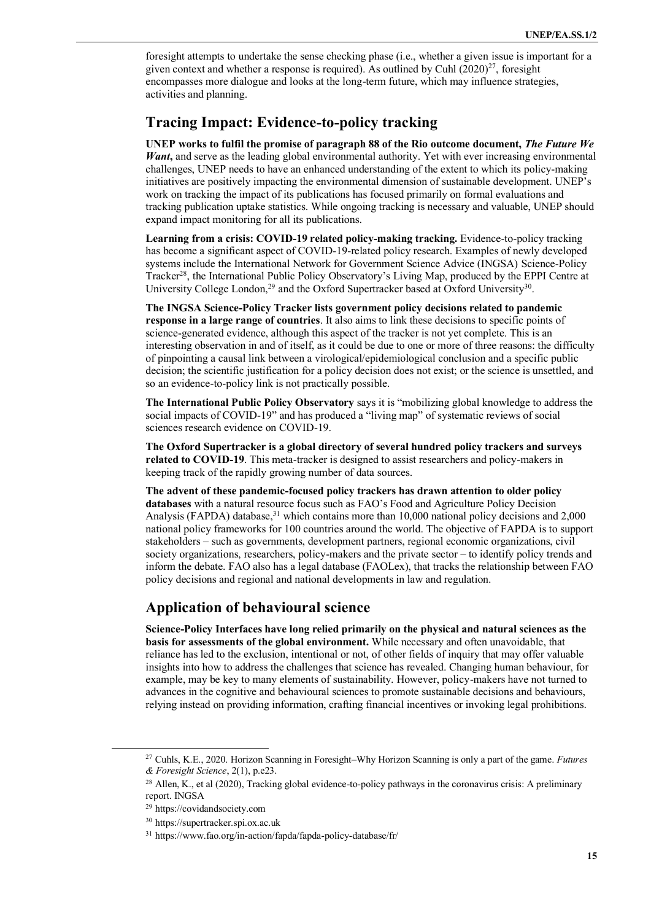foresight attempts to undertake the sense checking phase (i.e., whether a given issue is important for a given context and whether a response is required). As outlined by Cuhl (2020)[27], foresight encompasses more dialogue and looks at the long-term future, which may influence strategies, activities and planning.

## Tracing Impact: Evidence-to-policy tracking

**UNEP works to fulfil the promise of paragraph 88 of the Rio outcome document, *The Future We Want*,** and serve as the leading global environmental authority. Yet with ever increasing environmental challenges, UNEP needs to have an enhanced understanding of the extent to which its policy-making initiatives are positively impacting the environmental dimension of sustainable development. UNEP's work on tracking the impact of its publications has focused primarily on formal evaluations and tracking publication uptake statistics. While ongoing tracking is necessary and valuable, UNEP should expand impact monitoring for all its publications.

**Learning from a crisis: COVID-19 related policy-making tracking.** Evidence-to-policy tracking has become a significant aspect of COVID-19-related policy research. Examples of newly developed systems include the International Network for Government Science Advice (INGSA) Science-Policy Tracker[28], the International Public Policy Observatory's Living Map, produced by the EPPI Centre at University College London,[29] and the Oxford Supertracker based at Oxford University[30].

**The INGSA Science-Policy Tracker lists government policy decisions related to pandemic response in a large range of countries**. It also aims to link these decisions to specific points of science-generated evidence, although this aspect of the tracker is not yet complete. This is an interesting observation in and of itself, as it could be due to one or more of three reasons: the difficulty of pinpointing a causal link between a virological/epidemiological conclusion and a specific public decision; the scientific justification for a policy decision does not exist; or the science is unsettled, and so an evidence-to-policy link is not practically possible.

**The International Public Policy Observatory** says it is "mobilizing global knowledge to address the social impacts of COVID-19" and has produced a "living map" of systematic reviews of social sciences research evidence on COVID-19.

**The Oxford Supertracker is a global directory of several hundred policy trackers and surveys related to COVID-19**. This meta-tracker is designed to assist researchers and policy-makers in keeping track of the rapidly growing number of data sources.

**The advent of these pandemic-focused policy trackers has drawn attention to older policy databases** with a natural resource focus such as FAO's Food and Agriculture Policy Decision Analysis (FAPDA) database,[31] which contains more than 10,000 national policy decisions and 2,000 national policy frameworks for 100 countries around the world. The objective of FAPDA is to support stakeholders – such as governments, development partners, regional economic organizations, civil society organizations, researchers, policy-makers and the private sector – to identify policy trends and inform the debate. FAO also has a legal database (FAOLex), that tracks the relationship between FAO policy decisions and regional and national developments in law and regulation.

## Application of behavioural science

**Science-Policy Interfaces have long relied primarily on the physical and natural sciences as the basis for assessments of the global environment.** While necessary and often unavoidable, that reliance has led to the exclusion, intentional or not, of other fields of inquiry that may offer valuable insights into how to address the challenges that science has revealed. Changing human behaviour, for example, may be key to many elements of sustainability. However, policy-makers have not turned to advances in the cognitive and behavioural sciences to promote sustainable decisions and behaviours, relying instead on providing information, crafting financial incentives or invoking legal prohibitions.

---

[27] Cuhls, K.E., 2020. Horizon Scanning in Foresight–Why Horizon Scanning is only a part of the game. *Futures & Foresight Science*, 2(1), p.e23.

[28] Allen, K., et al (2020), Tracking global evidence-to-policy pathways in the coronavirus crisis: A preliminary report. INGSA

[29] https://covidandsociety.com

[30] https://supertracker.spi.ox.ac.uk

[31] https://www.fao.org/in-action/fapda/fapda-policy-database/fr/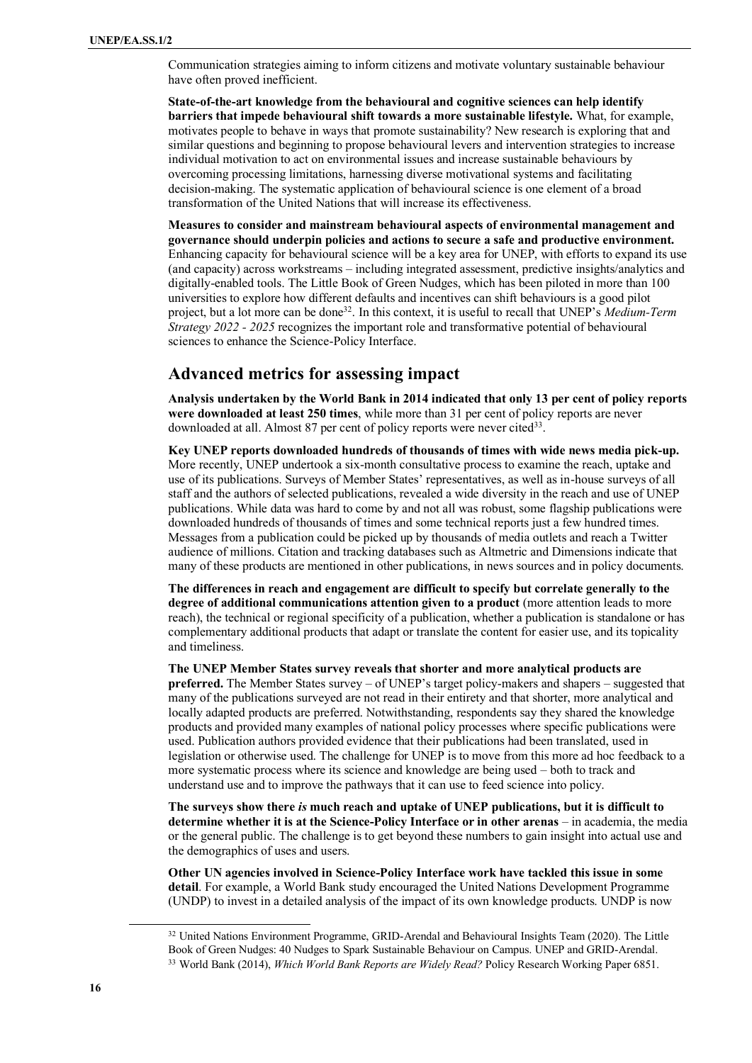Communication strategies aiming to inform citizens and motivate voluntary sustainable behaviour have often proved inefficient.

**State-of-the-art knowledge from the behavioural and cognitive sciences can help identify barriers that impede behavioural shift towards a more sustainable lifestyle.** What, for example, motivates people to behave in ways that promote sustainability? New research is exploring that and similar questions and beginning to propose behavioural levers and intervention strategies to increase individual motivation to act on environmental issues and increase sustainable behaviours by overcoming processing limitations, harnessing diverse motivational systems and facilitating decision-making. The systematic application of behavioural science is one element of a broad transformation of the United Nations that will increase its effectiveness.

**Measures to consider and mainstream behavioural aspects of environmental management and governance should underpin policies and actions to secure a safe and productive environment.** Enhancing capacity for behavioural science will be a key area for UNEP, with efforts to expand its use (and capacity) across workstreams – including integrated assessment, predictive insights/analytics and digitally-enabled tools. The Little Book of Green Nudges, which has been piloted in more than 100 universities to explore how different defaults and incentives can shift behaviours is a good pilot project, but a lot more can be done[32]. In this context, it is useful to recall that UNEP's *Medium-Term Strategy 2022 - 2025* recognizes the important role and transformative potential of behavioural sciences to enhance the Science-Policy Interface.

## Advanced metrics for assessing impact

**Analysis undertaken by the World Bank in 2014 indicated that only 13 per cent of policy reports were downloaded at least 250 times**, while more than 31 per cent of policy reports are never downloaded at all. Almost 87 per cent of policy reports were never cited[33].

**Key UNEP reports downloaded hundreds of thousands of times with wide news media pick-up.** More recently, UNEP undertook a six-month consultative process to examine the reach, uptake and use of its publications. Surveys of Member States' representatives, as well as in-house surveys of all staff and the authors of selected publications, revealed a wide diversity in the reach and use of UNEP publications. While data was hard to come by and not all was robust, some flagship publications were downloaded hundreds of thousands of times and some technical reports just a few hundred times. Messages from a publication could be picked up by thousands of media outlets and reach a Twitter audience of millions. Citation and tracking databases such as Altmetric and Dimensions indicate that many of these products are mentioned in other publications, in news sources and in policy documents.

**The differences in reach and engagement are difficult to specify but correlate generally to the degree of additional communications attention given to a product** (more attention leads to more reach), the technical or regional specificity of a publication, whether a publication is standalone or has complementary additional products that adapt or translate the content for easier use, and its topicality and timeliness.

**The UNEP Member States survey reveals that shorter and more analytical products are preferred.** The Member States survey – of UNEP's target policy-makers and shapers – suggested that many of the publications surveyed are not read in their entirety and that shorter, more analytical and locally adapted products are preferred. Notwithstanding, respondents say they shared the knowledge products and provided many examples of national policy processes where specific publications were used. Publication authors provided evidence that their publications had been translated, used in legislation or otherwise used. The challenge for UNEP is to move from this more ad hoc feedback to a more systematic process where its science and knowledge are being used – both to track and understand use and to improve the pathways that it can use to feed science into policy.

**The surveys show there *is* much reach and uptake of UNEP publications, but it is difficult to determine whether it is at the Science-Policy Interface or in other arenas** – in academia, the media or the general public. The challenge is to get beyond these numbers to gain insight into actual use and the demographics of uses and users.

**Other UN agencies involved in Science-Policy Interface work have tackled this issue in some detail**. For example, a World Bank study encouraged the United Nations Development Programme (UNDP) to invest in a detailed analysis of the impact of its own knowledge products. UNDP is now

[32] United Nations Environment Programme, GRID-Arendal and Behavioural Insights Team (2020). The Little Book of Green Nudges: 40 Nudges to Spark Sustainable Behaviour on Campus. UNEP and GRID-Arendal.

[33] World Bank (2014), *Which World Bank Reports are Widely Read?* Policy Research Working Paper 6851.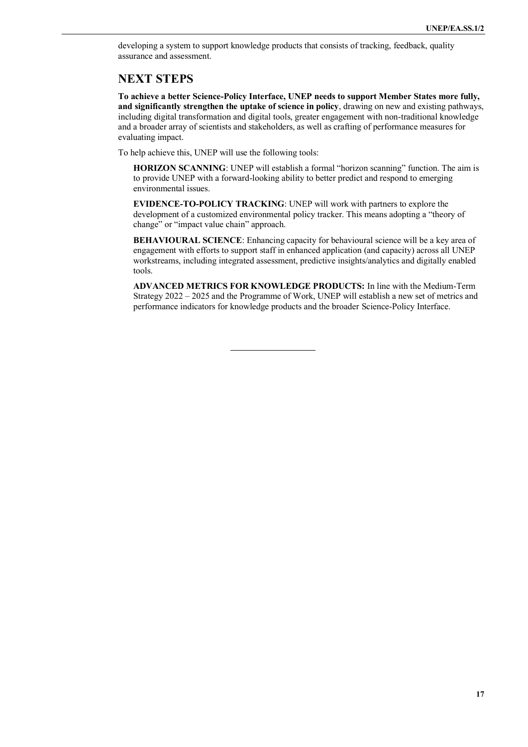developing a system to support knowledge products that consists of tracking, feedback, quality assurance and assessment.

## NEXT STEPS

**To achieve a better Science-Policy Interface, UNEP needs to support Member States more fully, and significantly strengthen the uptake of science in policy**, drawing on new and existing pathways, including digital transformation and digital tools, greater engagement with non-traditional knowledge and a broader array of scientists and stakeholders, as well as crafting of performance measures for evaluating impact.

To help achieve this, UNEP will use the following tools:

**HORIZON SCANNING**: UNEP will establish a formal "horizon scanning" function. The aim is to provide UNEP with a forward-looking ability to better predict and respond to emerging environmental issues.

**EVIDENCE-TO-POLICY TRACKING**: UNEP will work with partners to explore the development of a customized environmental policy tracker. This means adopting a "theory of change" or "impact value chain" approach.

**BEHAVIOURAL SCIENCE**: Enhancing capacity for behavioural science will be a key area of engagement with efforts to support staff in enhanced application (and capacity) across all UNEP workstreams, including integrated assessment, predictive insights/analytics and digitally enabled tools.

**ADVANCED METRICS FOR KNOWLEDGE PRODUCTS:** In line with the Medium-Term Strategy 2022 – 2025 and the Programme of Work, UNEP will establish a new set of metrics and performance indicators for knowledge products and the broader Science-Policy Interface.